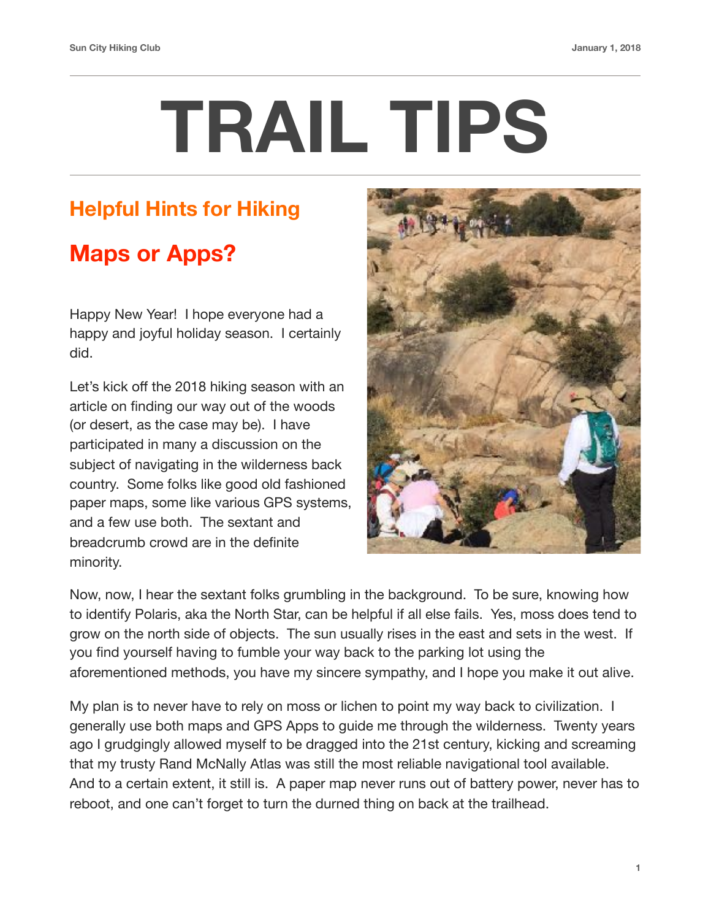# TRAIL TIPS

## Helpful Hints for Hiking

## Maps or Apps?

Happy New Year! I hope everyone had a happy and joyful holiday season. I certainly did.

Let's kick off the 2018 hiking season with an article on finding our way out of the woods (or desert, as the case may be). I have participated in many a discussion on the subject of navigating in the wilderness back country. Some folks like good old fashioned paper maps, some like various GPS systems, and a few use both. The sextant and breadcrumb crowd are in the definite minority.

Now, now, I hear the sextant folks grumbling in the background. To be sure, knowing how to identify Polaris, aka the North Star, can be helpful if all else fails. Yes, moss does tend to grow on the north side of objects. The sun usually rises in the east and sets in the west. If you find yourself having to fumble your way back to the parking lot using the aforementioned methods, you have my sincere sympathy, and I hope you make it out alive.

My plan is to never have to rely on moss or lichen to point my way back to civilization. I generally use both maps and GPS Apps to guide me through the wilderness. Twenty years ago I grudgingly allowed myself to be dragged into the 21st century, kicking and screaming that my trusty Rand McNally Atlas was still the most reliable navigational tool available. And to a certain extent, it still is. A paper map never runs out of battery power, never has to reboot, and one can't forget to turn the durned thing on back at the trailhead.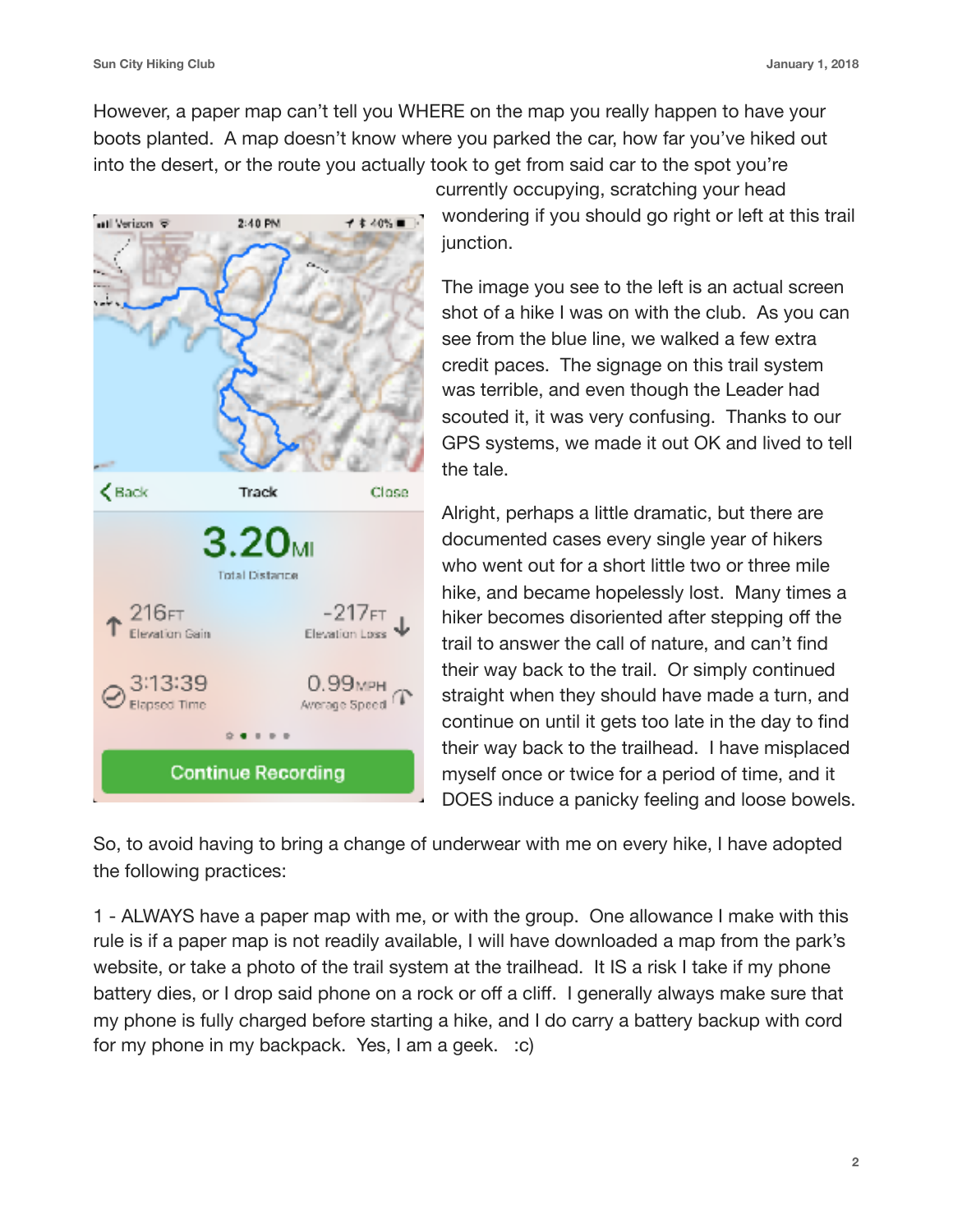However, a paper map can't tell you WHERE on the map you really happen to have your boots planted. A map doesn't know where you parked the car, how far you've hiked out into the desert, or the route you actually took to get from said car to the spot you're currently occupying, scratching your head wondering if you should go right or left at this trail junction.

The image you see to the left is an actual screen shot of a hike I was on with the club. As you can see from the blue line, we walked a few extra credit paces. The signage on this trail system was terrible, and even though the Leader had scouted it, it was very confusing. Thanks to our GPS systems, we made it out OK and lived to tell the tale.

Alright, perhaps a little dramatic, but there are documented cases every single year of hikers who went out for a short little two or three mile hike, and became hopelessly lost. Many times a hiker becomes disoriented after stepping off the trail to answer the call of nature, and can't find their way back to the trail. Or simply continued straight when they should have made a turn, and continue on until it gets too late in the day to find their way back to the trailhead. I have misplaced myself once or twice for a period of time, and it DOES induce a panicky feeling and loose bowels.

So, to avoid having to bring a change of underwear with me on every hike, I have adopted the following practices:

1 - ALWAYS have a paper map with me, or with the group. One allowance I make with this rule is if a paper map is not readily available, I will have downloaded a map from the park's website, or take a photo of the trail system at the trailhead. It IS a risk I take if my phone battery dies, or I drop said phone on a rock or off a cliff. I generally always make sure that my phone is fully charged before starting a hike, and I do carry a battery backup with cord for my phone in my backpack. Yes, I am a geek. :c)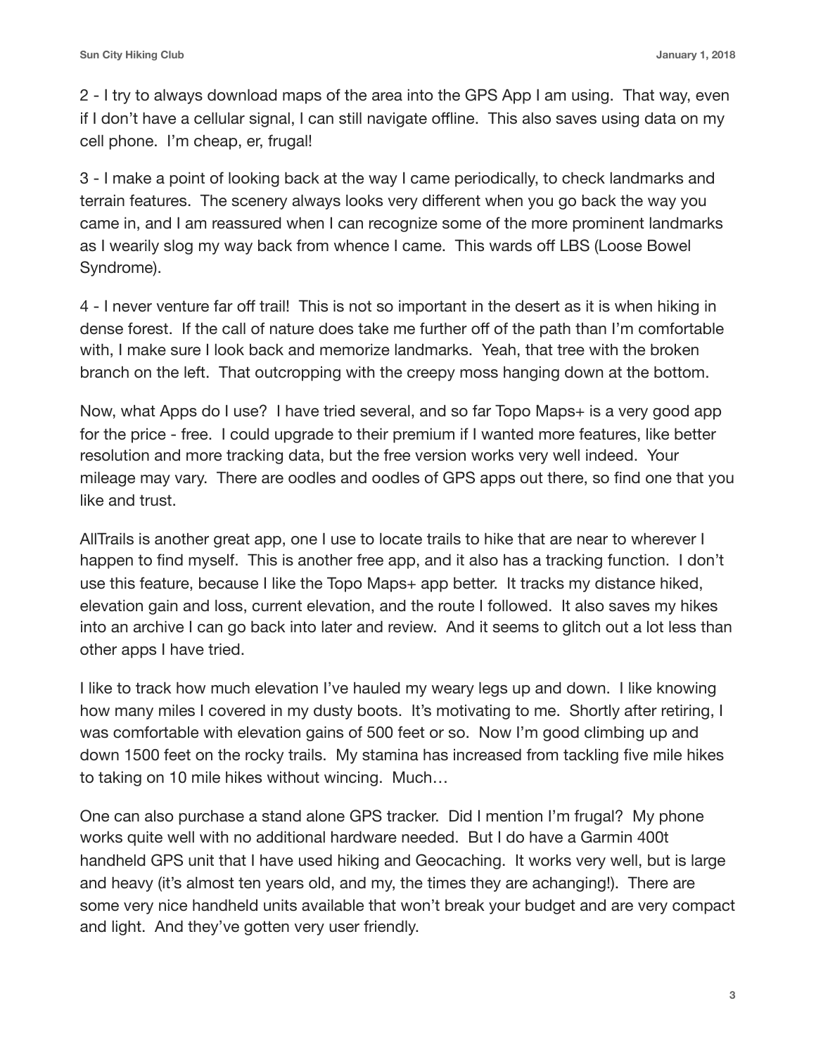2 - I try to always download maps of the area into the GPS App I am using. That way, even if I don't have a cellular signal, I can still navigate offline. This also saves using data on my cell phone. I'm cheap, er, frugal!

3 - I make a point of looking back at the way I came periodically, to check landmarks and terrain features. The scenery always looks very different when you go back the way you came in, and I am reassured when I can recognize some of the more prominent landmarks as I wearily slog my way back from whence I came. This wards off LBS (Loose Bowel Syndrome).

4 - I never venture far off trail! This is not so important in the desert as it is when hiking in dense forest. If the call of nature does take me further off of the path than I'm comfortable with, I make sure I look back and memorize landmarks. Yeah, that tree with the broken branch on the left. That outcropping with the creepy moss hanging down at the bottom.

Now, what Apps do I use? I have tried several, and so far Topo Maps+ is a very good app for the price - free. I could upgrade to their premium if I wanted more features, like better resolution and more tracking data, but the free version works very well indeed. Your mileage may vary. There are oodles and oodles of GPS apps out there, so find one that you like and trust.

AllTrails is another great app, one I use to locate trails to hike that are near to wherever I happen to find myself. This is another free app, and it also has a tracking function. I don't use this feature, because I like the Topo Maps+ app better. It tracks my distance hiked, elevation gain and loss, current elevation, and the route I followed. It also saves my hikes into an archive I can go back into later and review. And it seems to glitch out a lot less than other apps I have tried.

I like to track how much elevation I've hauled my weary legs up and down. I like knowing how many miles I covered in my dusty boots. It's motivating to me. Shortly after retiring, I was comfortable with elevation gains of 500 feet or so. Now I'm good climbing up and down 1500 feet on the rocky trails. My stamina has increased from tackling five mile hikes to taking on 10 mile hikes without wincing. Much…

One can also purchase a stand alone GPS tracker. Did I mention I'm frugal? My phone works quite well with no additional hardware needed. But I do have a Garmin 400t handheld GPS unit that I have used hiking and Geocaching. It works very well, but is large and heavy (it's almost ten years old, and my, the times they are achanging!). There are some very nice handheld units available that won't break your budget and are very compact and light. And they've gotten very user friendly.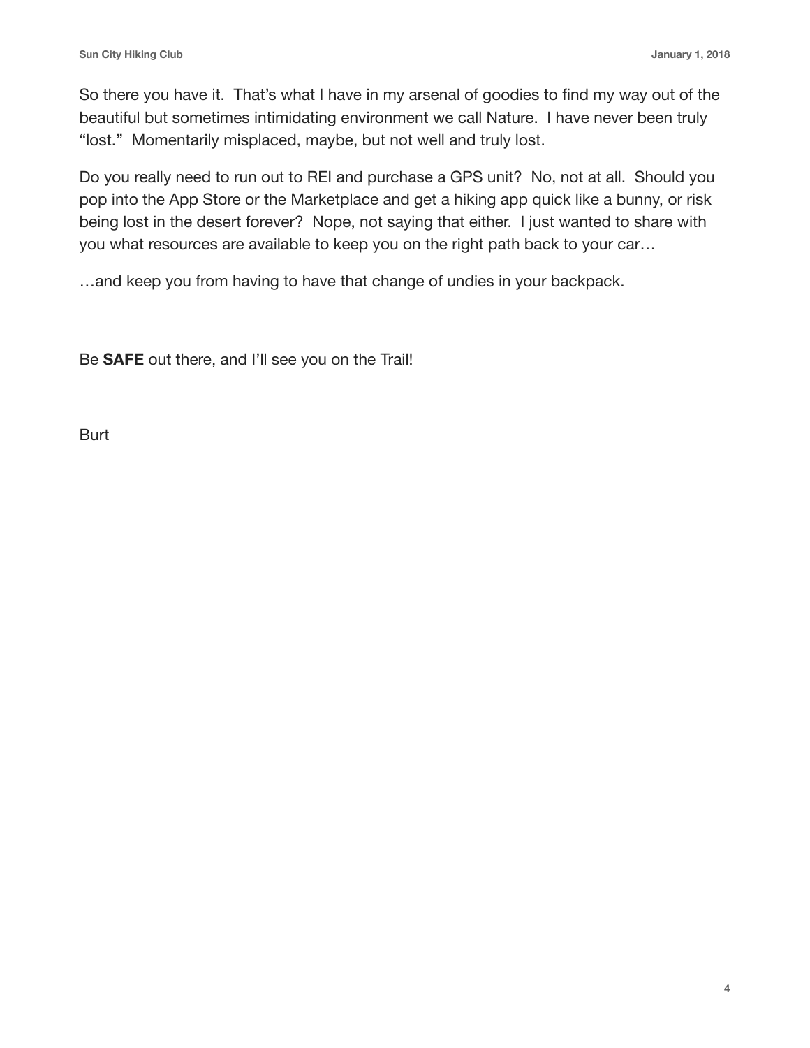So there you have it.  That's what I have in my arsenal of goodies to find my way out of the beautiful but sometimes intimidating environment we call Nature.  I have never been truly "lost."  Momentarily misplaced, maybe, but not well and truly lost.

Do you really need to run out to REI and purchase a GPS unit?  No, not at all.  Should you pop into the App Store or the Marketplace and get a hiking app quick like a bunny, or risk being lost in the desert forever?  Nope, not saying that either.  I just wanted to share with you what resources are available to keep you on the right path back to your car…

…and keep you from having to have that change of undies in your backpack.

Be **SAFE** out there, and I'll see you on the Trail!

Burt